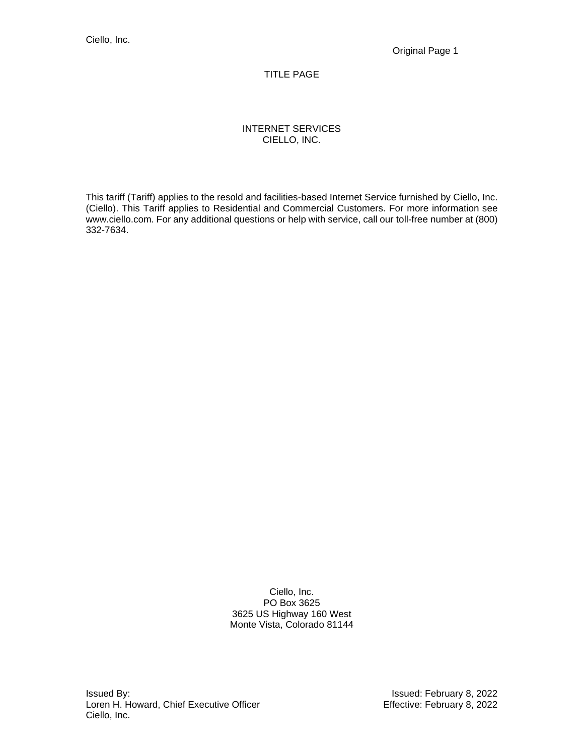# TITLE PAGE

## INTERNET SERVICES
## CIELLO, INC.

This tariff (Tariff) applies to the resold and facilities-based Internet Service furnished by Ciello, Inc. (Ciello). This Tariff applies to Residential and Commercial Customers. For more information see www.ciello.com. For any additional questions or help with service, call our toll-free number at (800) 332-7634.

Ciello, Inc.
PO Box 3625
3625 US Highway 160 West
Monte Vista, Colorado 81144

Issued By:
Loren H. Howard, Chief Executive Officer
Ciello, Inc.

Issued: February 8, 2022
Effective: February 8, 2022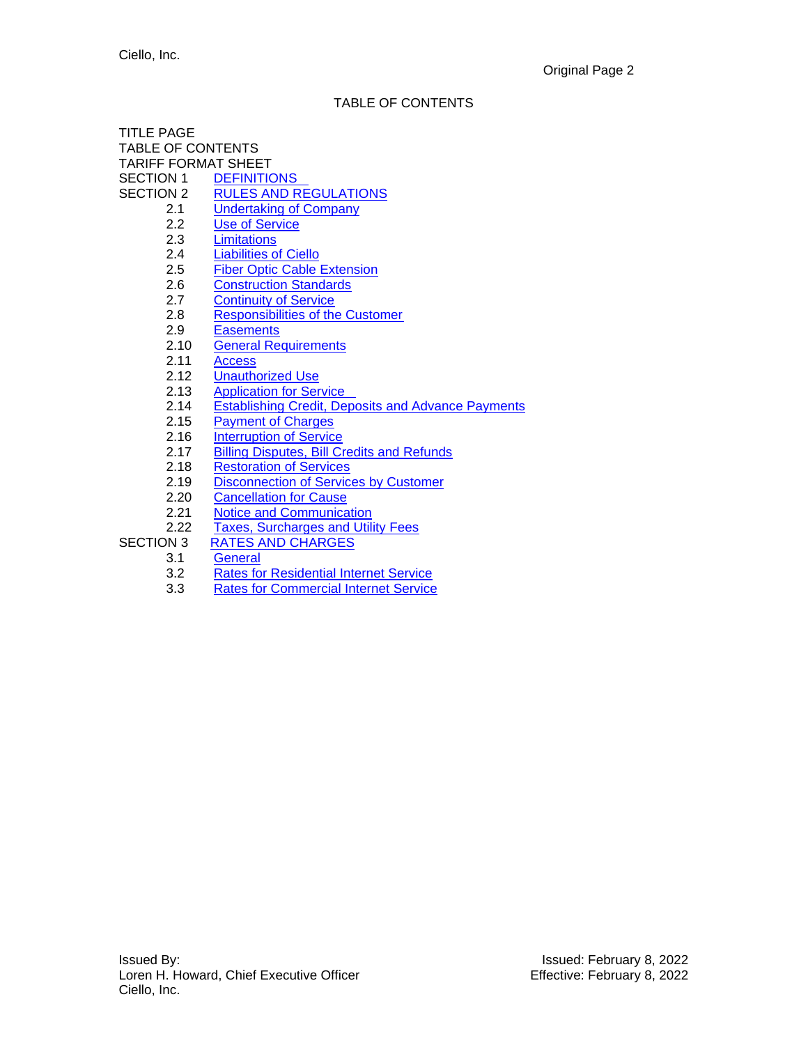# TABLE OF CONTENTS

TITLE PAGE

TABLE OF CONTENTS

TARIFF FORMAT SHEET

SECTION 1 DEFINITIONS

SECTION 2 RULES AND REGULATIONS

- 2.1 Undertaking of Company
- 2.2 Use of Service
- 2.3 Limitations
- 2.4 Liabilities of Ciello
- 2.5 Fiber Optic Cable Extension
- 2.6 Construction Standards
- 2.7 Continuity of Service
- 2.8 Responsibilities of the Customer
- 2.9 Easements
- 2.10 General Requirements
- 2.11 Access
- 2.12 Unauthorized Use
- 2.13 Application for Service
- 2.14 Establishing Credit, Deposits and Advance Payments
- 2.15 Payment of Charges
- 2.16 Interruption of Service
- 2.17 Billing Disputes, Bill Credits and Refunds
- 2.18 Restoration of Services
- 2.19 Disconnection of Services by Customer
- 2.20 Cancellation for Cause
- 2.21 Notice and Communication
- 2.22 Taxes, Surcharges and Utility Fees

SECTION 3 RATES AND CHARGES

- 3.1 General
- 3.2 Rates for Residential Internet Service
- 3.3 Rates for Commercial Internet Service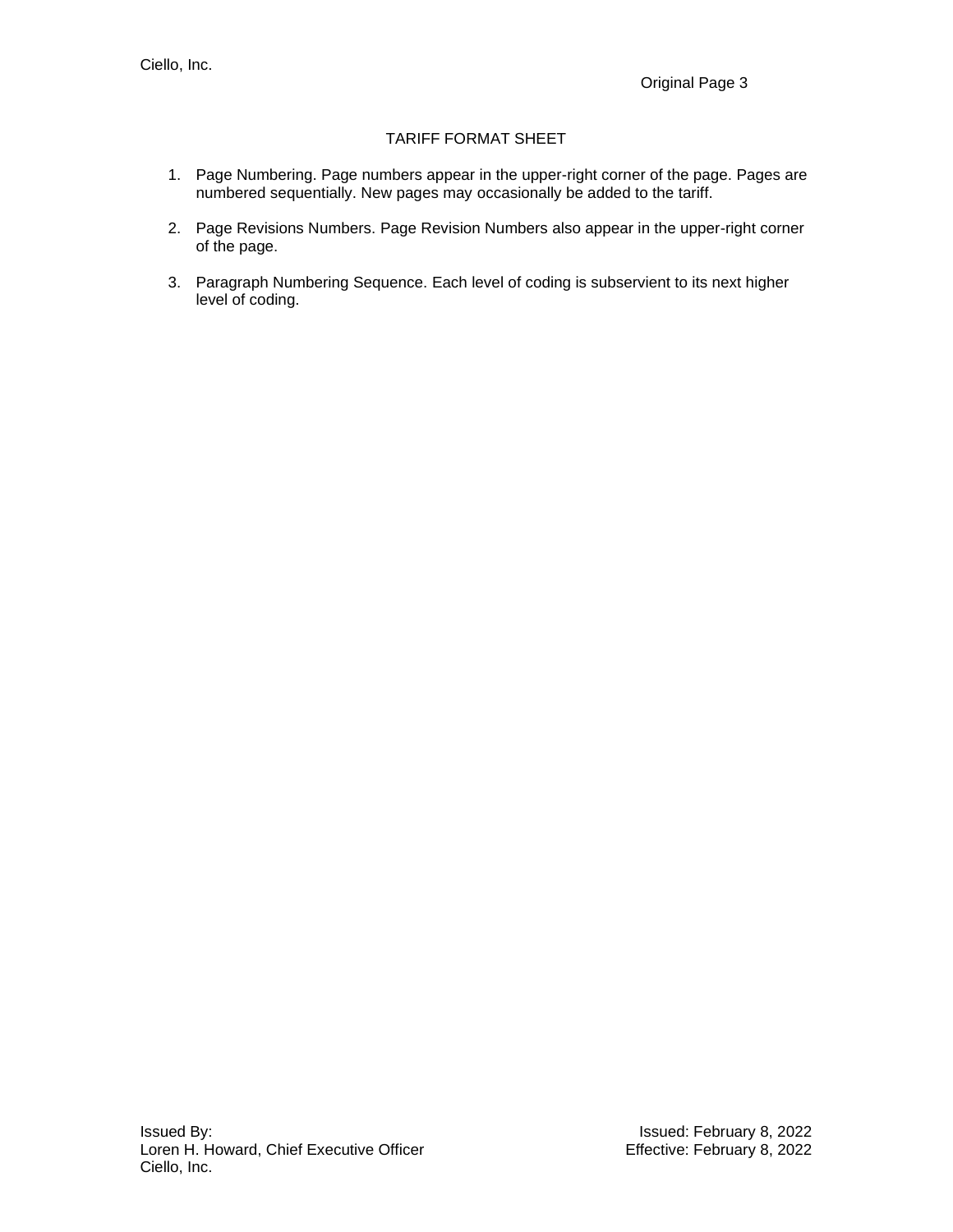# TARIFF FORMAT SHEET

1. Page Numbering. Page numbers appear in the upper-right corner of the page. Pages are numbered sequentially. New pages may occasionally be added to the tariff.

2. Page Revisions Numbers. Page Revision Numbers also appear in the upper-right corner of the page.

3. Paragraph Numbering Sequence. Each level of coding is subservient to its next higher level of coding.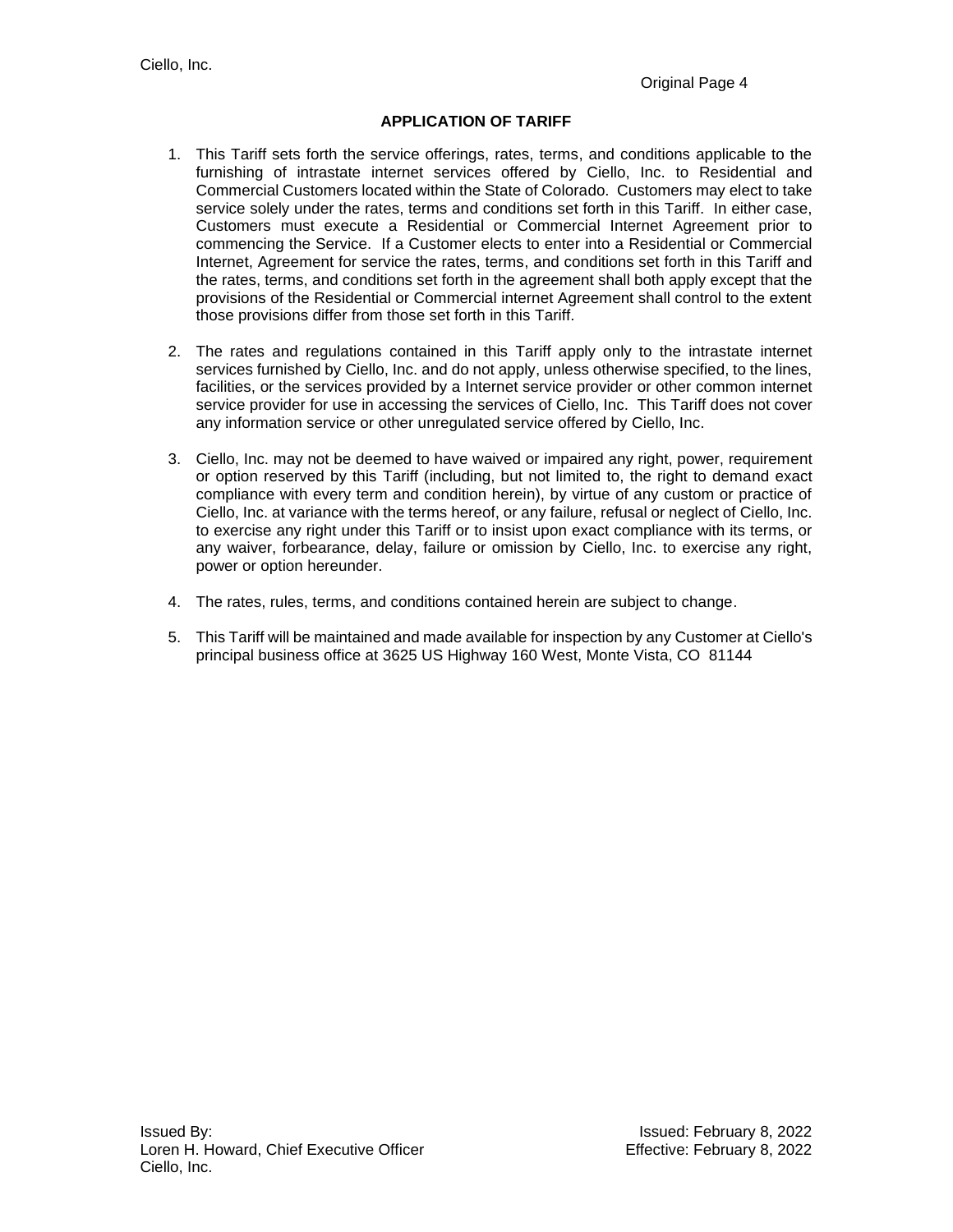## APPLICATION OF TARIFF

1. This Tariff sets forth the service offerings, rates, terms, and conditions applicable to the furnishing of intrastate internet services offered by Ciello, Inc. to Residential and Commercial Customers located within the State of Colorado. Customers may elect to take service solely under the rates, terms and conditions set forth in this Tariff. In either case, Customers must execute a Residential or Commercial Internet Agreement prior to commencing the Service. If a Customer elects to enter into a Residential or Commercial Internet, Agreement for service the rates, terms, and conditions set forth in this Tariff and the rates, terms, and conditions set forth in the agreement shall both apply except that the provisions of the Residential or Commercial internet Agreement shall control to the extent those provisions differ from those set forth in this Tariff.

2. The rates and regulations contained in this Tariff apply only to the intrastate internet services furnished by Ciello, Inc. and do not apply, unless otherwise specified, to the lines, facilities, or the services provided by a Internet service provider or other common internet service provider for use in accessing the services of Ciello, Inc. This Tariff does not cover any information service or other unregulated service offered by Ciello, Inc.

3. Ciello, Inc. may not be deemed to have waived or impaired any right, power, requirement or option reserved by this Tariff (including, but not limited to, the right to demand exact compliance with every term and condition herein), by virtue of any custom or practice of Ciello, Inc. at variance with the terms hereof, or any failure, refusal or neglect of Ciello, Inc. to exercise any right under this Tariff or to insist upon exact compliance with its terms, or any waiver, forbearance, delay, failure or omission by Ciello, Inc. to exercise any right, power or option hereunder.

4. The rates, rules, terms, and conditions contained herein are subject to change.

5. This Tariff will be maintained and made available for inspection by any Customer at Ciello's principal business office at 3625 US Highway 160 West, Monte Vista, CO 81144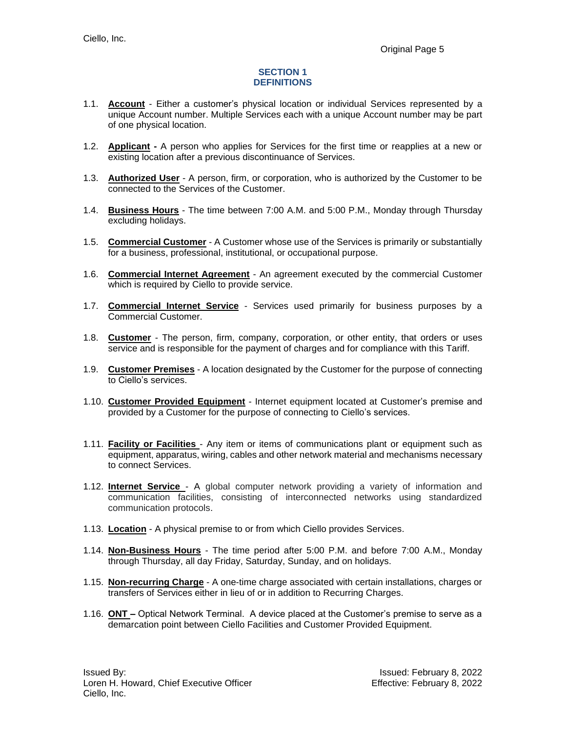## SECTION 1
## DEFINITIONS

1.1. **Account** - Either a customer's physical location or individual Services represented by a unique Account number. Multiple Services each with a unique Account number may be part of one physical location.

1.2. **Applicant -** A person who applies for Services for the first time or reapplies at a new or existing location after a previous discontinuance of Services.

1.3. **Authorized User** - A person, firm, or corporation, who is authorized by the Customer to be connected to the Services of the Customer.

1.4. **Business Hours** - The time between 7:00 A.M. and 5:00 P.M., Monday through Thursday excluding holidays.

1.5. **Commercial Customer** - A Customer whose use of the Services is primarily or substantially for a business, professional, institutional, or occupational purpose.

1.6. **Commercial Internet Agreement** - An agreement executed by the commercial Customer which is required by Ciello to provide service.

1.7. **Commercial Internet Service** - Services used primarily for business purposes by a Commercial Customer.

1.8. **Customer** - The person, firm, company, corporation, or other entity, that orders or uses service and is responsible for the payment of charges and for compliance with this Tariff.

1.9. **Customer Premises** - A location designated by the Customer for the purpose of connecting to Ciello's services.

1.10. **Customer Provided Equipment** - Internet equipment located at Customer's premise and provided by a Customer for the purpose of connecting to Ciello's services.

1.11. **Facility or Facilities** - Any item or items of communications plant or equipment such as equipment, apparatus, wiring, cables and other network material and mechanisms necessary to connect Services.

1.12. **Internet Service** - A global computer network providing a variety of information and communication facilities, consisting of interconnected networks using standardized communication protocols.

1.13. **Location** - A physical premise to or from which Ciello provides Services.

1.14. **Non-Business Hours** - The time period after 5:00 P.M. and before 7:00 A.M., Monday through Thursday, all day Friday, Saturday, Sunday, and on holidays.

1.15. **Non-recurring Charge** - A one-time charge associated with certain installations, charges or transfers of Services either in lieu of or in addition to Recurring Charges.

1.16. **ONT –** Optical Network Terminal. A device placed at the Customer's premise to serve as a demarcation point between Ciello Facilities and Customer Provided Equipment.

Issued By:
Loren H. Howard, Chief Executive Officer
Ciello, Inc.

Issued: February 8, 2022
Effective: February 8, 2022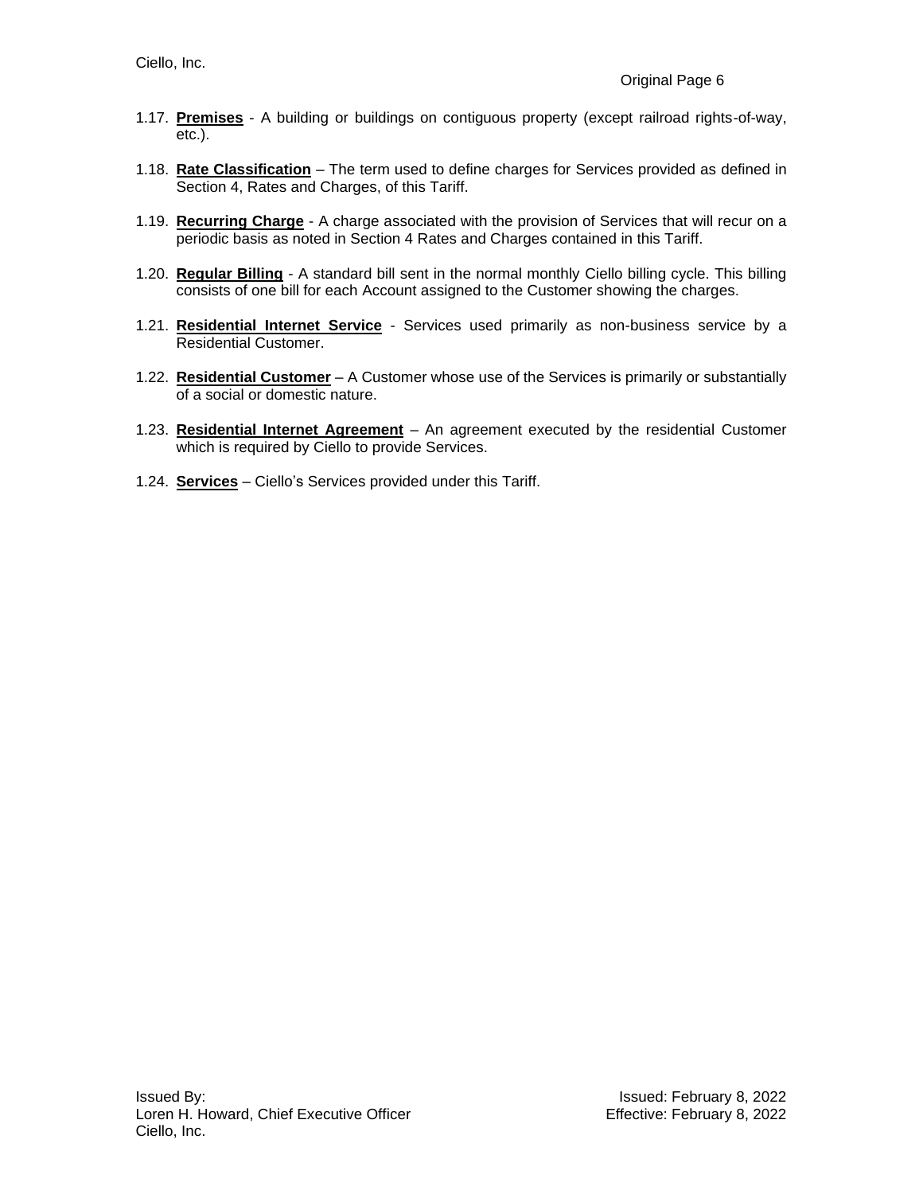1.17. **Premises** - A building or buildings on contiguous property (except railroad rights-of-way, etc.).

1.18. **Rate Classification** – The term used to define charges for Services provided as defined in Section 4, Rates and Charges, of this Tariff.

1.19. **Recurring Charge** - A charge associated with the provision of Services that will recur on a periodic basis as noted in Section 4 Rates and Charges contained in this Tariff.

1.20. **Regular Billing** - A standard bill sent in the normal monthly Ciello billing cycle. This billing consists of one bill for each Account assigned to the Customer showing the charges.

1.21. **Residential Internet Service** - Services used primarily as non-business service by a Residential Customer.

1.22. **Residential Customer** – A Customer whose use of the Services is primarily or substantially of a social or domestic nature.

1.23. **Residential Internet Agreement** – An agreement executed by the residential Customer which is required by Ciello to provide Services.

1.24. **Services** – Ciello's Services provided under this Tariff.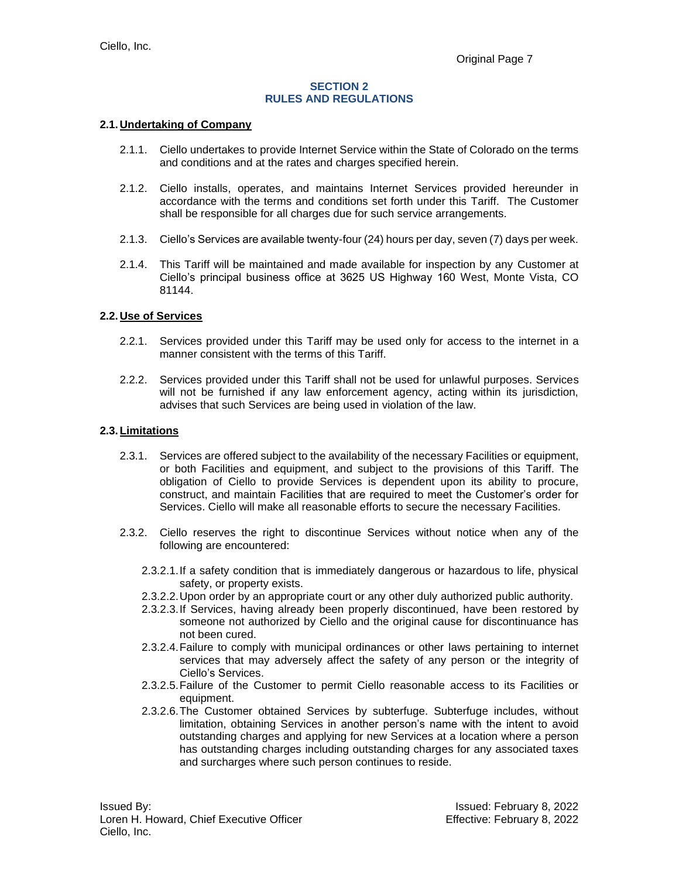## SECTION 2
## RULES AND REGULATIONS

### 2.1. Undertaking of Company

2.1.1. Ciello undertakes to provide Internet Service within the State of Colorado on the terms and conditions and at the rates and charges specified herein.

2.1.2. Ciello installs, operates, and maintains Internet Services provided hereunder in accordance with the terms and conditions set forth under this Tariff. The Customer shall be responsible for all charges due for such service arrangements.

2.1.3. Ciello's Services are available twenty-four (24) hours per day, seven (7) days per week.

2.1.4. This Tariff will be maintained and made available for inspection by any Customer at Ciello's principal business office at 3625 US Highway 160 West, Monte Vista, CO 81144.

### 2.2. Use of Services

2.2.1. Services provided under this Tariff may be used only for access to the internet in a manner consistent with the terms of this Tariff.

2.2.2. Services provided under this Tariff shall not be used for unlawful purposes. Services will not be furnished if any law enforcement agency, acting within its jurisdiction, advises that such Services are being used in violation of the law.

### 2.3. Limitations

2.3.1. Services are offered subject to the availability of the necessary Facilities or equipment, or both Facilities and equipment, and subject to the provisions of this Tariff. The obligation of Ciello to provide Services is dependent upon its ability to procure, construct, and maintain Facilities that are required to meet the Customer's order for Services. Ciello will make all reasonable efforts to secure the necessary Facilities.

2.3.2. Ciello reserves the right to discontinue Services without notice when any of the following are encountered:

2.3.2.1. If a safety condition that is immediately dangerous or hazardous to life, physical safety, or property exists.

2.3.2.2. Upon order by an appropriate court or any other duly authorized public authority.

2.3.2.3. If Services, having already been properly discontinued, have been restored by someone not authorized by Ciello and the original cause for discontinuance has not been cured.

2.3.2.4. Failure to comply with municipal ordinances or other laws pertaining to internet services that may adversely affect the safety of any person or the integrity of Ciello's Services.

2.3.2.5. Failure of the Customer to permit Ciello reasonable access to its Facilities or equipment.

2.3.2.6. The Customer obtained Services by subterfuge. Subterfuge includes, without limitation, obtaining Services in another person's name with the intent to avoid outstanding charges and applying for new Services at a location where a person has outstanding charges including outstanding charges for any associated taxes and surcharges where such person continues to reside.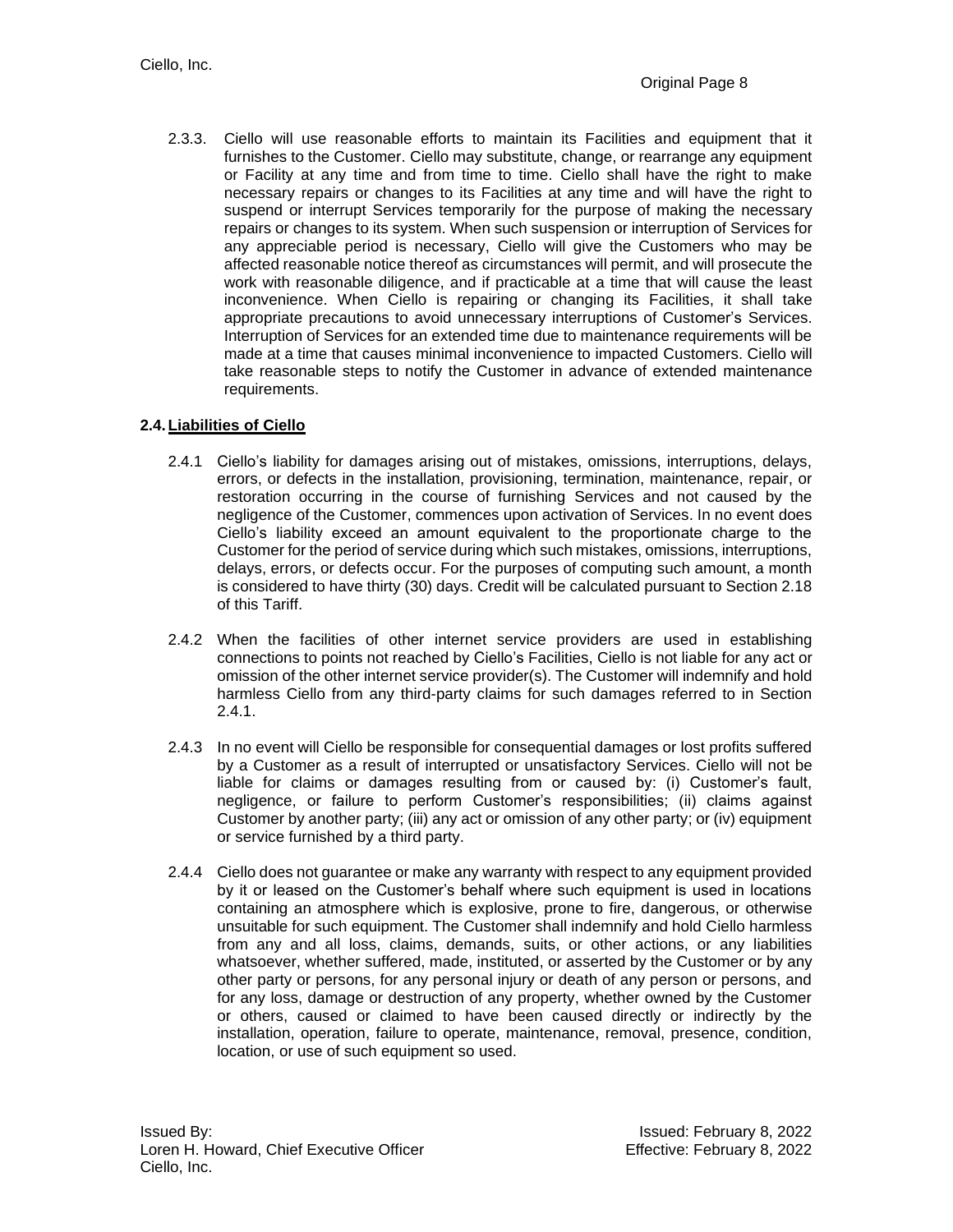2.3.3. Ciello will use reasonable efforts to maintain its Facilities and equipment that it furnishes to the Customer. Ciello may substitute, change, or rearrange any equipment or Facility at any time and from time to time. Ciello shall have the right to make necessary repairs or changes to its Facilities at any time and will have the right to suspend or interrupt Services temporarily for the purpose of making the necessary repairs or changes to its system. When such suspension or interruption of Services for any appreciable period is necessary, Ciello will give the Customers who may be affected reasonable notice thereof as circumstances will permit, and will prosecute the work with reasonable diligence, and if practicable at a time that will cause the least inconvenience. When Ciello is repairing or changing its Facilities, it shall take appropriate precautions to avoid unnecessary interruptions of Customer's Services. Interruption of Services for an extended time due to maintenance requirements will be made at a time that causes minimal inconvenience to impacted Customers. Ciello will take reasonable steps to notify the Customer in advance of extended maintenance requirements.

## 2.4. Liabilities of Ciello

2.4.1 Ciello's liability for damages arising out of mistakes, omissions, interruptions, delays, errors, or defects in the installation, provisioning, termination, maintenance, repair, or restoration occurring in the course of furnishing Services and not caused by the negligence of the Customer, commences upon activation of Services. In no event does Ciello's liability exceed an amount equivalent to the proportionate charge to the Customer for the period of service during which such mistakes, omissions, interruptions, delays, errors, or defects occur. For the purposes of computing such amount, a month is considered to have thirty (30) days. Credit will be calculated pursuant to Section 2.18 of this Tariff.

2.4.2 When the facilities of other internet service providers are used in establishing connections to points not reached by Ciello's Facilities, Ciello is not liable for any act or omission of the other internet service provider(s). The Customer will indemnify and hold harmless Ciello from any third-party claims for such damages referred to in Section 2.4.1.

2.4.3 In no event will Ciello be responsible for consequential damages or lost profits suffered by a Customer as a result of interrupted or unsatisfactory Services. Ciello will not be liable for claims or damages resulting from or caused by: (i) Customer's fault, negligence, or failure to perform Customer's responsibilities; (ii) claims against Customer by another party; (iii) any act or omission of any other party; or (iv) equipment or service furnished by a third party.

2.4.4 Ciello does not guarantee or make any warranty with respect to any equipment provided by it or leased on the Customer's behalf where such equipment is used in locations containing an atmosphere which is explosive, prone to fire, dangerous, or otherwise unsuitable for such equipment. The Customer shall indemnify and hold Ciello harmless from any and all loss, claims, demands, suits, or other actions, or any liabilities whatsoever, whether suffered, made, instituted, or asserted by the Customer or by any other party or persons, for any personal injury or death of any person or persons, and for any loss, damage or destruction of any property, whether owned by the Customer or others, caused or claimed to have been caused directly or indirectly by the installation, operation, failure to operate, maintenance, removal, presence, condition, location, or use of such equipment so used.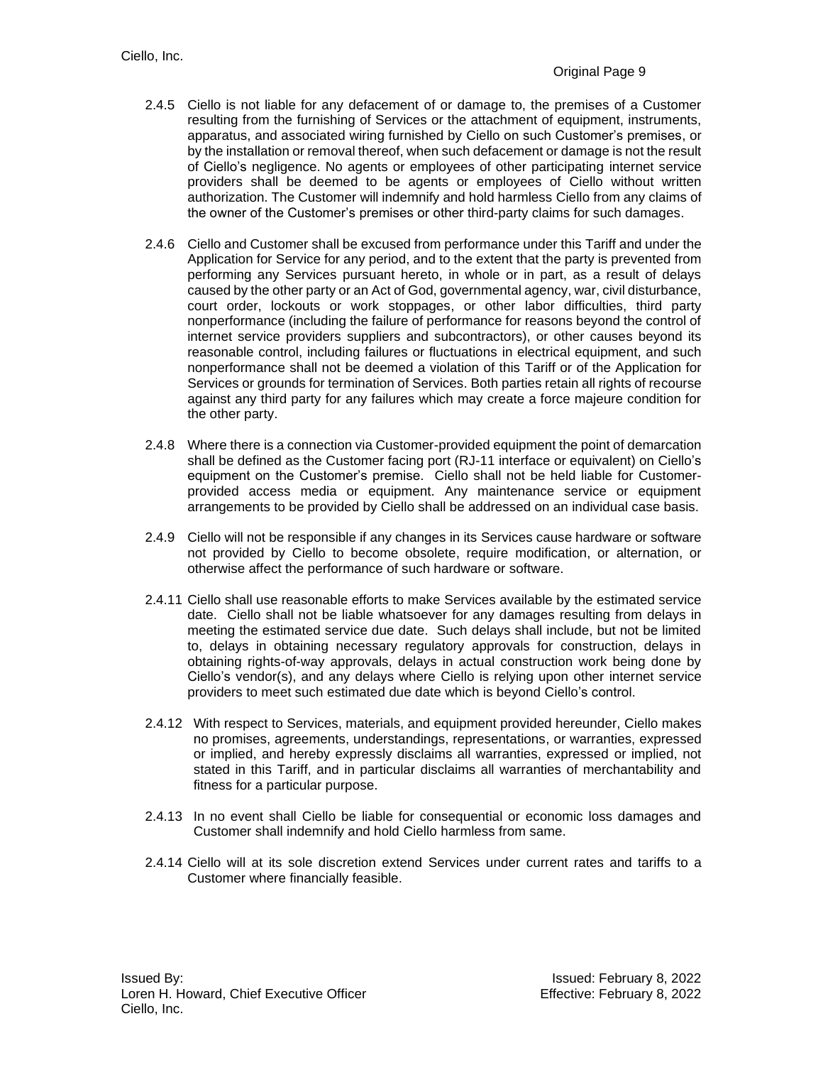2.4.5 Ciello is not liable for any defacement of or damage to, the premises of a Customer resulting from the furnishing of Services or the attachment of equipment, instruments, apparatus, and associated wiring furnished by Ciello on such Customer's premises, or by the installation or removal thereof, when such defacement or damage is not the result of Ciello's negligence. No agents or employees of other participating internet service providers shall be deemed to be agents or employees of Ciello without written authorization. The Customer will indemnify and hold harmless Ciello from any claims of the owner of the Customer's premises or other third-party claims for such damages.

2.4.6 Ciello and Customer shall be excused from performance under this Tariff and under the Application for Service for any period, and to the extent that the party is prevented from performing any Services pursuant hereto, in whole or in part, as a result of delays caused by the other party or an Act of God, governmental agency, war, civil disturbance, court order, lockouts or work stoppages, or other labor difficulties, third party nonperformance (including the failure of performance for reasons beyond the control of internet service providers suppliers and subcontractors), or other causes beyond its reasonable control, including failures or fluctuations in electrical equipment, and such nonperformance shall not be deemed a violation of this Tariff or of the Application for Services or grounds for termination of Services. Both parties retain all rights of recourse against any third party for any failures which may create a force majeure condition for the other party.

2.4.8 Where there is a connection via Customer-provided equipment the point of demarcation shall be defined as the Customer facing port (RJ-11 interface or equivalent) on Ciello's equipment on the Customer's premise. Ciello shall not be held liable for Customer-provided access media or equipment. Any maintenance service or equipment arrangements to be provided by Ciello shall be addressed on an individual case basis.

2.4.9 Ciello will not be responsible if any changes in its Services cause hardware or software not provided by Ciello to become obsolete, require modification, or alternation, or otherwise affect the performance of such hardware or software.

2.4.11 Ciello shall use reasonable efforts to make Services available by the estimated service date. Ciello shall not be liable whatsoever for any damages resulting from delays in meeting the estimated service due date. Such delays shall include, but not be limited to, delays in obtaining necessary regulatory approvals for construction, delays in obtaining rights-of-way approvals, delays in actual construction work being done by Ciello's vendor(s), and any delays where Ciello is relying upon other internet service providers to meet such estimated due date which is beyond Ciello's control.

2.4.12 With respect to Services, materials, and equipment provided hereunder, Ciello makes no promises, agreements, understandings, representations, or warranties, expressed or implied, and hereby expressly disclaims all warranties, expressed or implied, not stated in this Tariff, and in particular disclaims all warranties of merchantability and fitness for a particular purpose.

2.4.13 In no event shall Ciello be liable for consequential or economic loss damages and Customer shall indemnify and hold Ciello harmless from same.

2.4.14 Ciello will at its sole discretion extend Services under current rates and tariffs to a Customer where financially feasible.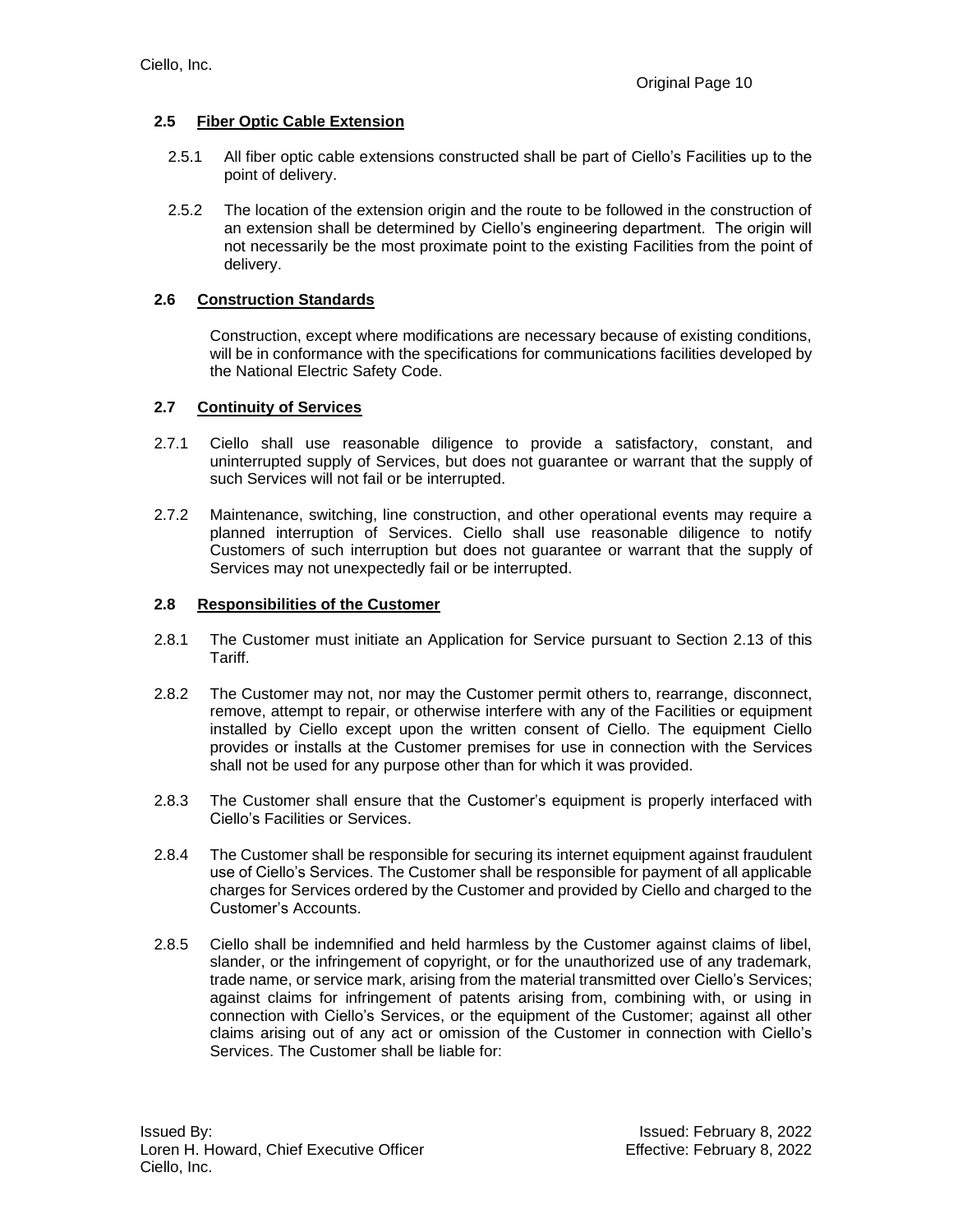## 2.5 Fiber Optic Cable Extension

2.5.1 All fiber optic cable extensions constructed shall be part of Ciello's Facilities up to the point of delivery.

2.5.2 The location of the extension origin and the route to be followed in the construction of an extension shall be determined by Ciello's engineering department. The origin will not necessarily be the most proximate point to the existing Facilities from the point of delivery.

## 2.6 Construction Standards

Construction, except where modifications are necessary because of existing conditions, will be in conformance with the specifications for communications facilities developed by the National Electric Safety Code.

## 2.7 Continuity of Services

2.7.1 Ciello shall use reasonable diligence to provide a satisfactory, constant, and uninterrupted supply of Services, but does not guarantee or warrant that the supply of such Services will not fail or be interrupted.

2.7.2 Maintenance, switching, line construction, and other operational events may require a planned interruption of Services. Ciello shall use reasonable diligence to notify Customers of such interruption but does not guarantee or warrant that the supply of Services may not unexpectedly fail or be interrupted.

## 2.8 Responsibilities of the Customer

2.8.1 The Customer must initiate an Application for Service pursuant to Section 2.13 of this Tariff.

2.8.2 The Customer may not, nor may the Customer permit others to, rearrange, disconnect, remove, attempt to repair, or otherwise interfere with any of the Facilities or equipment installed by Ciello except upon the written consent of Ciello. The equipment Ciello provides or installs at the Customer premises for use in connection with the Services shall not be used for any purpose other than for which it was provided.

2.8.3 The Customer shall ensure that the Customer's equipment is properly interfaced with Ciello's Facilities or Services.

2.8.4 The Customer shall be responsible for securing its internet equipment against fraudulent use of Ciello's Services. The Customer shall be responsible for payment of all applicable charges for Services ordered by the Customer and provided by Ciello and charged to the Customer's Accounts.

2.8.5 Ciello shall be indemnified and held harmless by the Customer against claims of libel, slander, or the infringement of copyright, or for the unauthorized use of any trademark, trade name, or service mark, arising from the material transmitted over Ciello's Services; against claims for infringement of patents arising from, combining with, or using in connection with Ciello's Services, or the equipment of the Customer; against all other claims arising out of any act or omission of the Customer in connection with Ciello's Services. The Customer shall be liable for: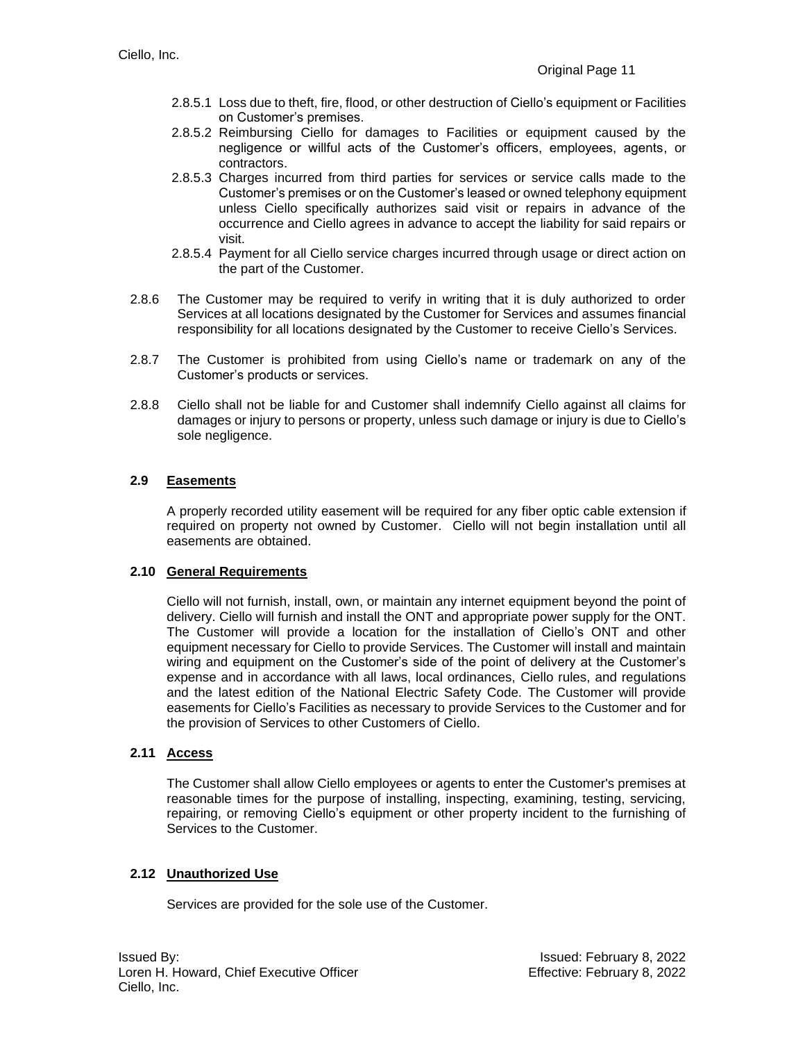2.8.5.1 Loss due to theft, fire, flood, or other destruction of Ciello's equipment or Facilities on Customer's premises.

2.8.5.2 Reimbursing Ciello for damages to Facilities or equipment caused by the negligence or willful acts of the Customer's officers, employees, agents, or contractors.

2.8.5.3 Charges incurred from third parties for services or service calls made to the Customer's premises or on the Customer's leased or owned telephony equipment unless Ciello specifically authorizes said visit or repairs in advance of the occurrence and Ciello agrees in advance to accept the liability for said repairs or visit.

2.8.5.4 Payment for all Ciello service charges incurred through usage or direct action on the part of the Customer.

2.8.6 The Customer may be required to verify in writing that it is duly authorized to order Services at all locations designated by the Customer for Services and assumes financial responsibility for all locations designated by the Customer to receive Ciello's Services.

2.8.7 The Customer is prohibited from using Ciello's name or trademark on any of the Customer's products or services.

2.8.8 Ciello shall not be liable for and Customer shall indemnify Ciello against all claims for damages or injury to persons or property, unless such damage or injury is due to Ciello's sole negligence.

## 2.9 Easements

A properly recorded utility easement will be required for any fiber optic cable extension if required on property not owned by Customer. Ciello will not begin installation until all easements are obtained.

## 2.10 General Requirements

Ciello will not furnish, install, own, or maintain any internet equipment beyond the point of delivery. Ciello will furnish and install the ONT and appropriate power supply for the ONT. The Customer will provide a location for the installation of Ciello's ONT and other equipment necessary for Ciello to provide Services. The Customer will install and maintain wiring and equipment on the Customer's side of the point of delivery at the Customer's expense and in accordance with all laws, local ordinances, Ciello rules, and regulations and the latest edition of the National Electric Safety Code. The Customer will provide easements for Ciello's Facilities as necessary to provide Services to the Customer and for the provision of Services to other Customers of Ciello.

## 2.11 Access

The Customer shall allow Ciello employees or agents to enter the Customer's premises at reasonable times for the purpose of installing, inspecting, examining, testing, servicing, repairing, or removing Ciello's equipment or other property incident to the furnishing of Services to the Customer.

## 2.12 Unauthorized Use

Services are provided for the sole use of the Customer.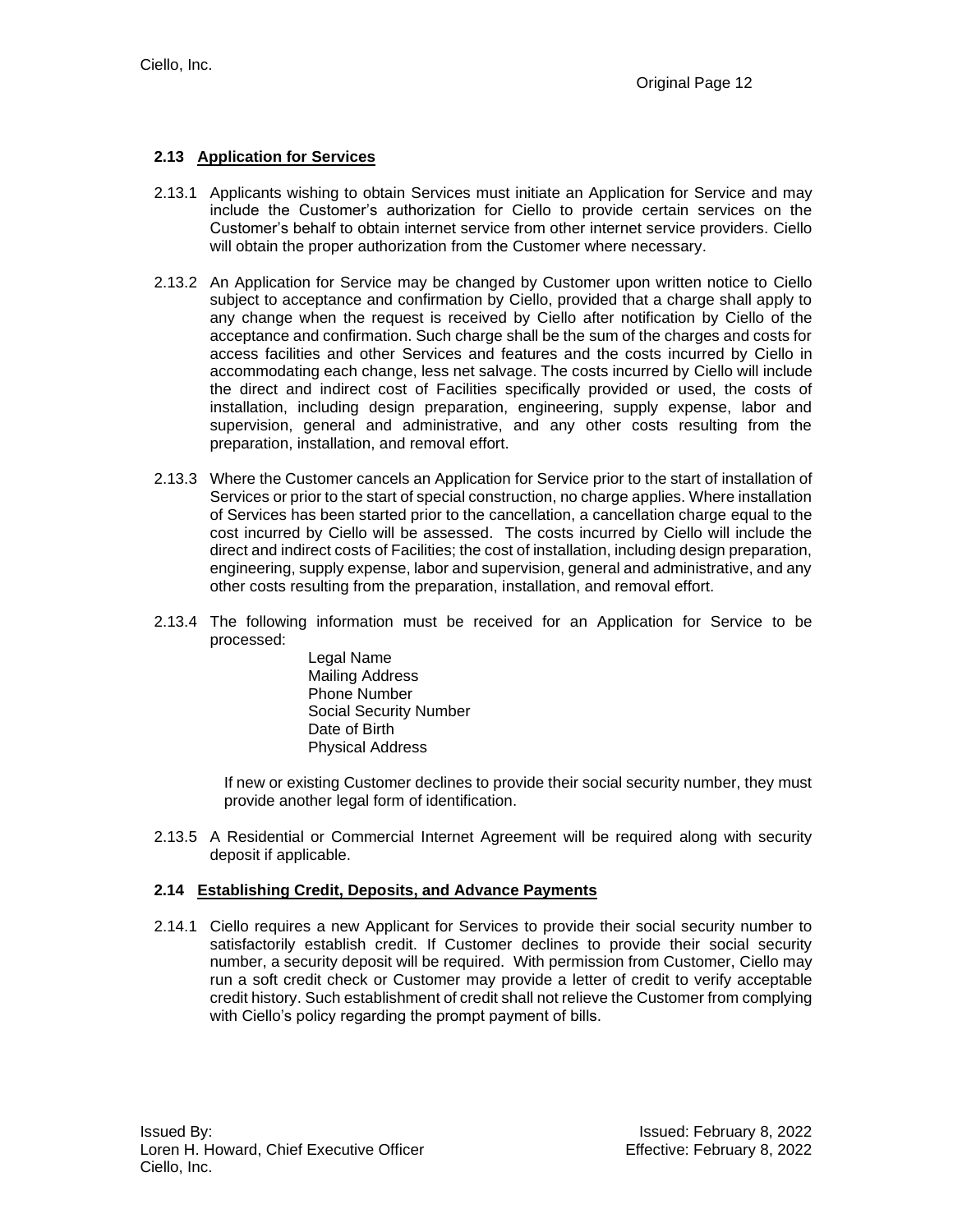### 2.13 Application for Services

2.13.1 Applicants wishing to obtain Services must initiate an Application for Service and may include the Customer's authorization for Ciello to provide certain services on the Customer's behalf to obtain internet service from other internet service providers. Ciello will obtain the proper authorization from the Customer where necessary.

2.13.2 An Application for Service may be changed by Customer upon written notice to Ciello subject to acceptance and confirmation by Ciello, provided that a charge shall apply to any change when the request is received by Ciello after notification by Ciello of the acceptance and confirmation. Such charge shall be the sum of the charges and costs for access facilities and other Services and features and the costs incurred by Ciello in accommodating each change, less net salvage. The costs incurred by Ciello will include the direct and indirect cost of Facilities specifically provided or used, the costs of installation, including design preparation, engineering, supply expense, labor and supervision, general and administrative, and any other costs resulting from the preparation, installation, and removal effort.

2.13.3 Where the Customer cancels an Application for Service prior to the start of installation of Services or prior to the start of special construction, no charge applies. Where installation of Services has been started prior to the cancellation, a cancellation charge equal to the cost incurred by Ciello will be assessed. The costs incurred by Ciello will include the direct and indirect costs of Facilities; the cost of installation, including design preparation, engineering, supply expense, labor and supervision, general and administrative, and any other costs resulting from the preparation, installation, and removal effort.

2.13.4 The following information must be received for an Application for Service to be processed:

- Legal Name
- Mailing Address
- Phone Number
- Social Security Number
- Date of Birth
- Physical Address

If new or existing Customer declines to provide their social security number, they must provide another legal form of identification.

2.13.5 A Residential or Commercial Internet Agreement will be required along with security deposit if applicable.

### 2.14 Establishing Credit, Deposits, and Advance Payments

2.14.1 Ciello requires a new Applicant for Services to provide their social security number to satisfactorily establish credit. If Customer declines to provide their social security number, a security deposit will be required. With permission from Customer, Ciello may run a soft credit check or Customer may provide a letter of credit to verify acceptable credit history. Such establishment of credit shall not relieve the Customer from complying with Ciello's policy regarding the prompt payment of bills.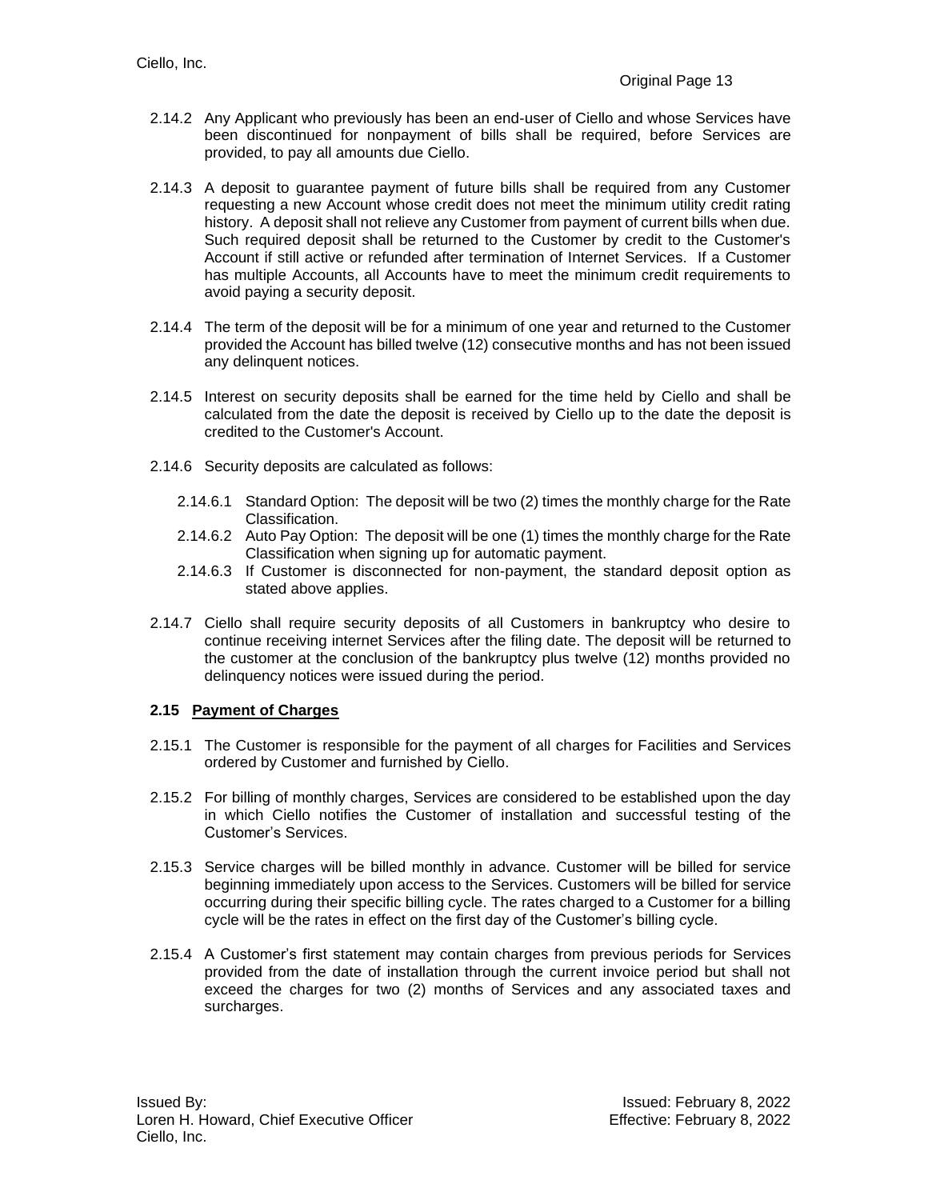2.14.2 Any Applicant who previously has been an end-user of Ciello and whose Services have been discontinued for nonpayment of bills shall be required, before Services are provided, to pay all amounts due Ciello.

2.14.3 A deposit to guarantee payment of future bills shall be required from any Customer requesting a new Account whose credit does not meet the minimum utility credit rating history. A deposit shall not relieve any Customer from payment of current bills when due. Such required deposit shall be returned to the Customer by credit to the Customer's Account if still active or refunded after termination of Internet Services. If a Customer has multiple Accounts, all Accounts have to meet the minimum credit requirements to avoid paying a security deposit.

2.14.4 The term of the deposit will be for a minimum of one year and returned to the Customer provided the Account has billed twelve (12) consecutive months and has not been issued any delinquent notices.

2.14.5 Interest on security deposits shall be earned for the time held by Ciello and shall be calculated from the date the deposit is received by Ciello up to the date the deposit is credited to the Customer's Account.

2.14.6 Security deposits are calculated as follows:

- 2.14.6.1 Standard Option: The deposit will be two (2) times the monthly charge for the Rate Classification.
- 2.14.6.2 Auto Pay Option: The deposit will be one (1) times the monthly charge for the Rate Classification when signing up for automatic payment.
- 2.14.6.3 If Customer is disconnected for non-payment, the standard deposit option as stated above applies.

2.14.7 Ciello shall require security deposits of all Customers in bankruptcy who desire to continue receiving internet Services after the filing date. The deposit will be returned to the customer at the conclusion of the bankruptcy plus twelve (12) months provided no delinquency notices were issued during the period.

### 2.15 Payment of Charges

2.15.1 The Customer is responsible for the payment of all charges for Facilities and Services ordered by Customer and furnished by Ciello.

2.15.2 For billing of monthly charges, Services are considered to be established upon the day in which Ciello notifies the Customer of installation and successful testing of the Customer's Services.

2.15.3 Service charges will be billed monthly in advance. Customer will be billed for service beginning immediately upon access to the Services. Customers will be billed for service occurring during their specific billing cycle. The rates charged to a Customer for a billing cycle will be the rates in effect on the first day of the Customer's billing cycle.

2.15.4 A Customer's first statement may contain charges from previous periods for Services provided from the date of installation through the current invoice period but shall not exceed the charges for two (2) months of Services and any associated taxes and surcharges.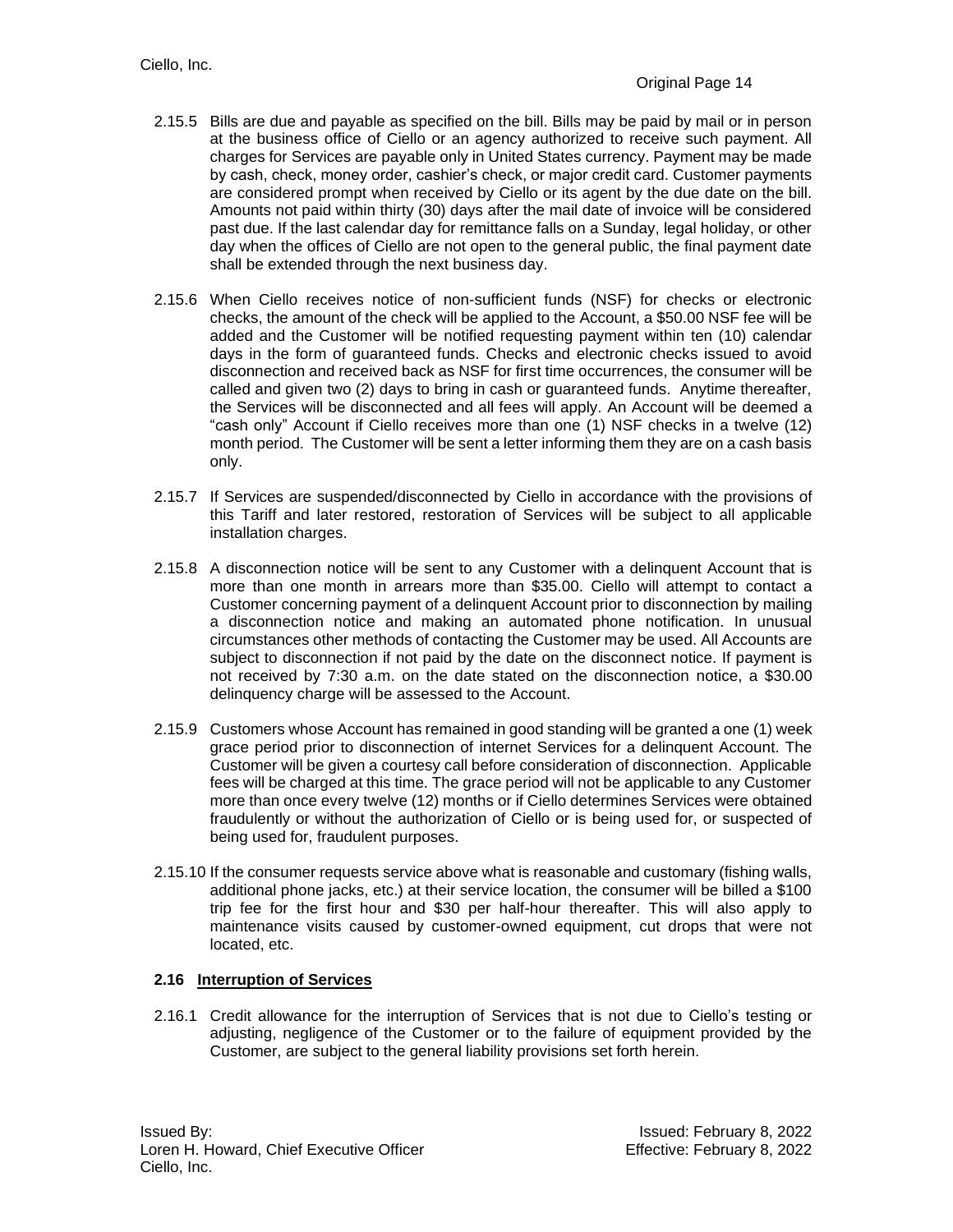2.15.5 Bills are due and payable as specified on the bill. Bills may be paid by mail or in person at the business office of Ciello or an agency authorized to receive such payment. All charges for Services are payable only in United States currency. Payment may be made by cash, check, money order, cashier's check, or major credit card. Customer payments are considered prompt when received by Ciello or its agent by the due date on the bill. Amounts not paid within thirty (30) days after the mail date of invoice will be considered past due. If the last calendar day for remittance falls on a Sunday, legal holiday, or other day when the offices of Ciello are not open to the general public, the final payment date shall be extended through the next business day.

2.15.6 When Ciello receives notice of non-sufficient funds (NSF) for checks or electronic checks, the amount of the check will be applied to the Account, a $50.00 NSF fee will be added and the Customer will be notified requesting payment within ten (10) calendar days in the form of guaranteed funds. Checks and electronic checks issued to avoid disconnection and received back as NSF for first time occurrences, the consumer will be called and given two (2) days to bring in cash or guaranteed funds. Anytime thereafter, the Services will be disconnected and all fees will apply. An Account will be deemed a "cash only" Account if Ciello receives more than one (1) NSF checks in a twelve (12) month period. The Customer will be sent a letter informing them they are on a cash basis only.

2.15.7 If Services are suspended/disconnected by Ciello in accordance with the provisions of this Tariff and later restored, restoration of Services will be subject to all applicable installation charges.

2.15.8 A disconnection notice will be sent to any Customer with a delinquent Account that is more than one month in arrears more than $35.00. Ciello will attempt to contact a Customer concerning payment of a delinquent Account prior to disconnection by mailing a disconnection notice and making an automated phone notification. In unusual circumstances other methods of contacting the Customer may be used. All Accounts are subject to disconnection if not paid by the date on the disconnect notice. If payment is not received by 7:30 a.m. on the date stated on the disconnection notice, a $30.00 delinquency charge will be assessed to the Account.

2.15.9 Customers whose Account has remained in good standing will be granted a one (1) week grace period prior to disconnection of internet Services for a delinquent Account. The Customer will be given a courtesy call before consideration of disconnection. Applicable fees will be charged at this time. The grace period will not be applicable to any Customer more than once every twelve (12) months or if Ciello determines Services were obtained fraudulently or without the authorization of Ciello or is being used for, or suspected of being used for, fraudulent purposes.

2.15.10 If the consumer requests service above what is reasonable and customary (fishing walls, additional phone jacks, etc.) at their service location, the consumer will be billed a $100 trip fee for the first hour and $30 per half-hour thereafter. This will also apply to maintenance visits caused by customer-owned equipment, cut drops that were not located, etc.

## 2.16 Interruption of Services

2.16.1 Credit allowance for the interruption of Services that is not due to Ciello's testing or adjusting, negligence of the Customer or to the failure of equipment provided by the Customer, are subject to the general liability provisions set forth herein.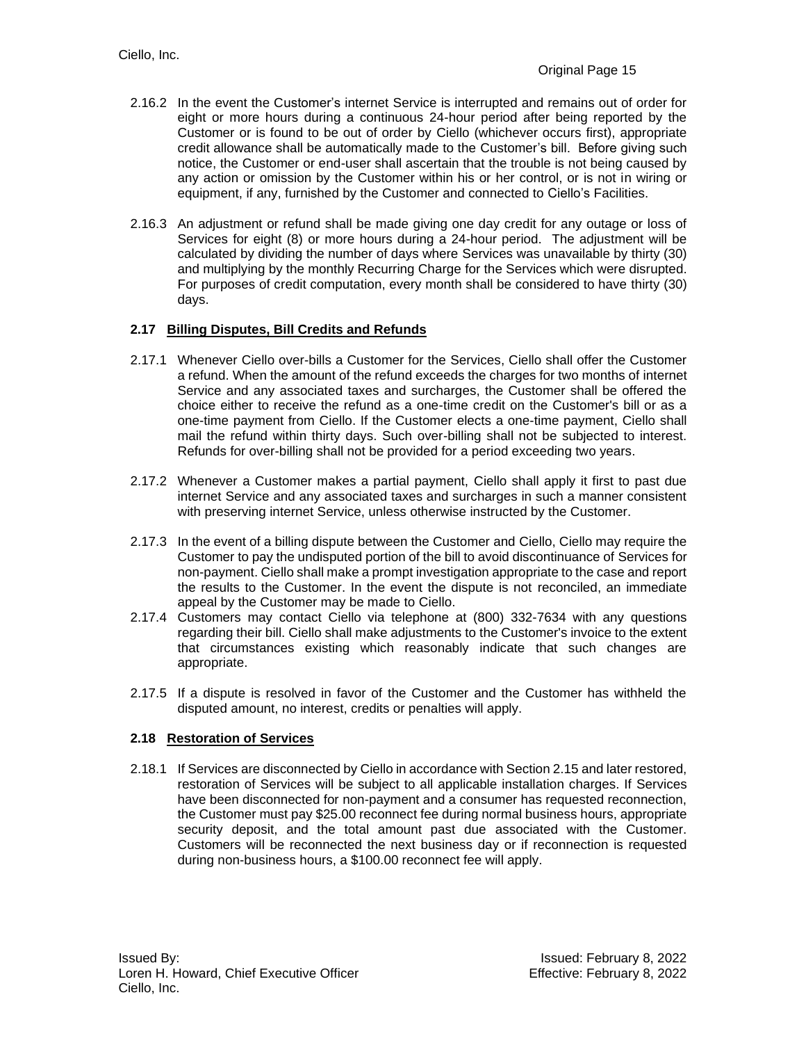2.16.2 In the event the Customer's internet Service is interrupted and remains out of order for eight or more hours during a continuous 24-hour period after being reported by the Customer or is found to be out of order by Ciello (whichever occurs first), appropriate credit allowance shall be automatically made to the Customer's bill. Before giving such notice, the Customer or end-user shall ascertain that the trouble is not being caused by any action or omission by the Customer within his or her control, or is not in wiring or equipment, if any, furnished by the Customer and connected to Ciello's Facilities.

2.16.3 An adjustment or refund shall be made giving one day credit for any outage or loss of Services for eight (8) or more hours during a 24-hour period. The adjustment will be calculated by dividing the number of days where Services was unavailable by thirty (30) and multiplying by the monthly Recurring Charge for the Services which were disrupted. For purposes of credit computation, every month shall be considered to have thirty (30) days.

### 2.17 Billing Disputes, Bill Credits and Refunds

2.17.1 Whenever Ciello over-bills a Customer for the Services, Ciello shall offer the Customer a refund. When the amount of the refund exceeds the charges for two months of internet Service and any associated taxes and surcharges, the Customer shall be offered the choice either to receive the refund as a one-time credit on the Customer's bill or as a one-time payment from Ciello. If the Customer elects a one-time payment, Ciello shall mail the refund within thirty days. Such over-billing shall not be subjected to interest. Refunds for over-billing shall not be provided for a period exceeding two years.

2.17.2 Whenever a Customer makes a partial payment, Ciello shall apply it first to past due internet Service and any associated taxes and surcharges in such a manner consistent with preserving internet Service, unless otherwise instructed by the Customer.

2.17.3 In the event of a billing dispute between the Customer and Ciello, Ciello may require the Customer to pay the undisputed portion of the bill to avoid discontinuance of Services for non-payment. Ciello shall make a prompt investigation appropriate to the case and report the results to the Customer. In the event the dispute is not reconciled, an immediate appeal by the Customer may be made to Ciello.

2.17.4 Customers may contact Ciello via telephone at (800) 332-7634 with any questions regarding their bill. Ciello shall make adjustments to the Customer's invoice to the extent that circumstances existing which reasonably indicate that such changes are appropriate.

2.17.5 If a dispute is resolved in favor of the Customer and the Customer has withheld the disputed amount, no interest, credits or penalties will apply.

### 2.18 Restoration of Services

2.18.1 If Services are disconnected by Ciello in accordance with Section 2.15 and later restored, restoration of Services will be subject to all applicable installation charges. If Services have been disconnected for non-payment and a consumer has requested reconnection, the Customer must pay $25.00 reconnect fee during normal business hours, appropriate security deposit, and the total amount past due associated with the Customer. Customers will be reconnected the next business day or if reconnection is requested during non-business hours, a $100.00 reconnect fee will apply.

Issued By:
Loren H. Howard, Chief Executive Officer
Ciello, Inc.

Issued: February 8, 2022
Effective: February 8, 2022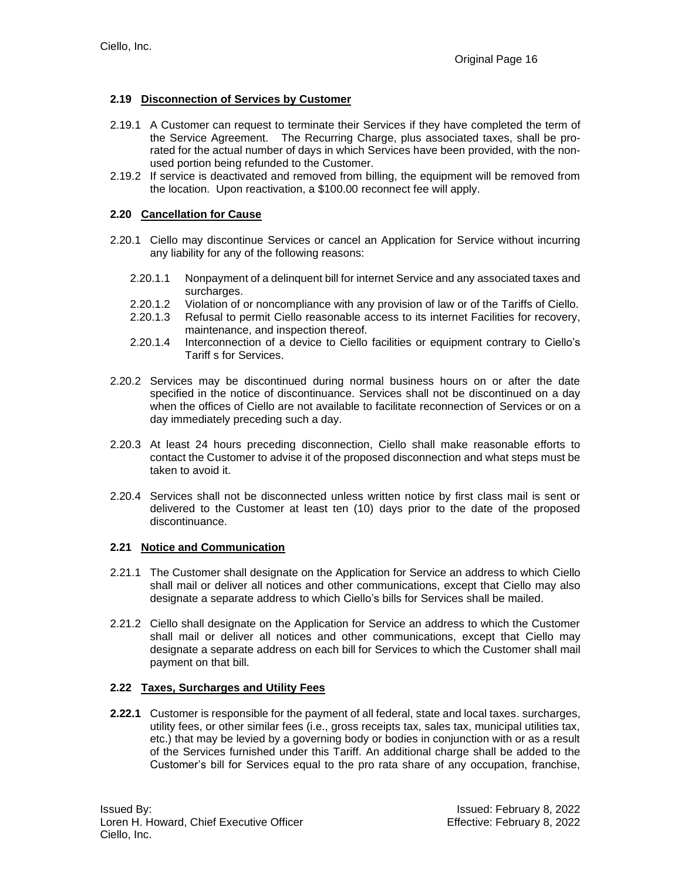## 2.19 Disconnection of Services by Customer

2.19.1 A Customer can request to terminate their Services if they have completed the term of the Service Agreement. The Recurring Charge, plus associated taxes, shall be pro-rated for the actual number of days in which Services have been provided, with the non-used portion being refunded to the Customer.

2.19.2 If service is deactivated and removed from billing, the equipment will be removed from the location. Upon reactivation, a $100.00 reconnect fee will apply.

## 2.20 Cancellation for Cause

2.20.1 Ciello may discontinue Services or cancel an Application for Service without incurring any liability for any of the following reasons:

2.20.1.1 Nonpayment of a delinquent bill for internet Service and any associated taxes and surcharges.

2.20.1.2 Violation of or noncompliance with any provision of law or of the Tariffs of Ciello.

2.20.1.3 Refusal to permit Ciello reasonable access to its internet Facilities for recovery, maintenance, and inspection thereof.

2.20.1.4 Interconnection of a device to Ciello facilities or equipment contrary to Ciello's Tariff s for Services.

2.20.2 Services may be discontinued during normal business hours on or after the date specified in the notice of discontinuance. Services shall not be discontinued on a day when the offices of Ciello are not available to facilitate reconnection of Services or on a day immediately preceding such a day.

2.20.3 At least 24 hours preceding disconnection, Ciello shall make reasonable efforts to contact the Customer to advise it of the proposed disconnection and what steps must be taken to avoid it.

2.20.4 Services shall not be disconnected unless written notice by first class mail is sent or delivered to the Customer at least ten (10) days prior to the date of the proposed discontinuance.

## 2.21 Notice and Communication

2.21.1 The Customer shall designate on the Application for Service an address to which Ciello shall mail or deliver all notices and other communications, except that Ciello may also designate a separate address to which Ciello's bills for Services shall be mailed.

2.21.2 Ciello shall designate on the Application for Service an address to which the Customer shall mail or deliver all notices and other communications, except that Ciello may designate a separate address on each bill for Services to which the Customer shall mail payment on that bill.

## 2.22 Taxes, Surcharges and Utility Fees

**2.22.1** Customer is responsible for the payment of all federal, state and local taxes. surcharges, utility fees, or other similar fees (i.e., gross receipts tax, sales tax, municipal utilities tax, etc.) that may be levied by a governing body or bodies in conjunction with or as a result of the Services furnished under this Tariff. An additional charge shall be added to the Customer's bill for Services equal to the pro rata share of any occupation, franchise,

Issued By:
Loren H. Howard, Chief Executive Officer
Ciello, Inc.

Issued: February 8, 2022
Effective: February 8, 2022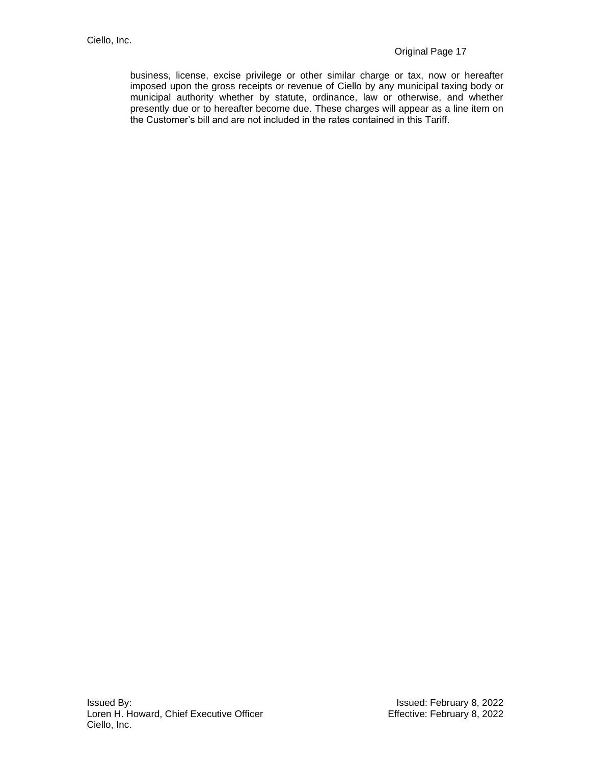business, license, excise privilege or other similar charge or tax, now or hereafter imposed upon the gross receipts or revenue of Ciello by any municipal taxing body or municipal authority whether by statute, ordinance, law or otherwise, and whether presently due or to hereafter become due. These charges will appear as a line item on the Customer's bill and are not included in the rates contained in this Tariff.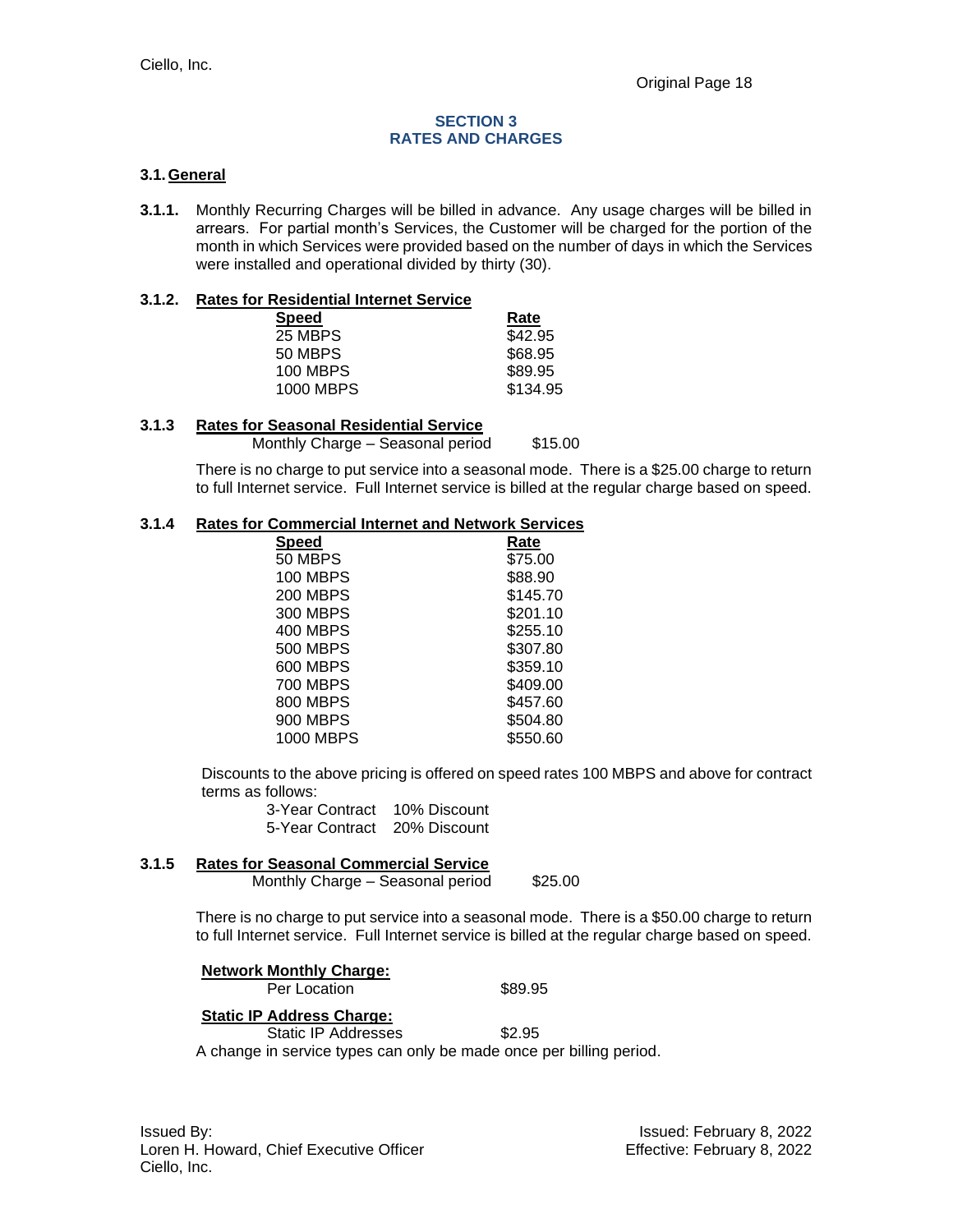# SECTION 3
# RATES AND CHARGES

## 3.1. General

**3.1.1.** Monthly Recurring Charges will be billed in advance. Any usage charges will be billed in arrears. For partial month's Services, the Customer will be charged for the portion of the month in which Services were provided based on the number of days in which the Services were installed and operational divided by thirty (30).

### 3.1.2. Rates for Residential Internet Service

| Speed | Rate |
|---|---|
| 25 MBPS | $42.95 |
| 50 MBPS | $68.95 |
| 100 MBPS | $89.95 |
| 1000 MBPS | $134.95 |

### 3.1.3 Rates for Seasonal Residential Service

| | |
|---|---|
| Monthly Charge – Seasonal period | $15.00 |

There is no charge to put service into a seasonal mode. There is a $25.00 charge to return to full Internet service. Full Internet service is billed at the regular charge based on speed.

### 3.1.4 Rates for Commercial Internet and Network Services

| Speed | Rate |
|---|---|
| 50 MBPS | $75.00 |
| 100 MBPS | $88.90 |
| 200 MBPS | $145.70 |
| 300 MBPS | $201.10 |
| 400 MBPS | $255.10 |
| 500 MBPS | $307.80 |
| 600 MBPS | $359.10 |
| 700 MBPS | $409.00 |
| 800 MBPS | $457.60 |
| 900 MBPS | $504.80 |
| 1000 MBPS | $550.60 |

Discounts to the above pricing is offered on speed rates 100 MBPS and above for contract terms as follows:

| | |
|---|---|
| 3-Year Contract | 10% Discount |
| 5-Year Contract | 20% Discount |

### 3.1.5 Rates for Seasonal Commercial Service

| | |
|---|---|
| Monthly Charge – Seasonal period | $25.00 |

There is no charge to put service into a seasonal mode. There is a $50.00 charge to return to full Internet service. Full Internet service is billed at the regular charge based on speed.

**Network Monthly Charge:**

| | |
|---|---|
| Per Location | $89.95 |

**Static IP Address Charge:**

| | |
|---|---|
| Static IP Addresses | $2.95 |

A change in service types can only be made once per billing period.

Issued By:
Loren H. Howard, Chief Executive Officer
Ciello, Inc.

Issued: February 8, 2022
Effective: February 8, 2022